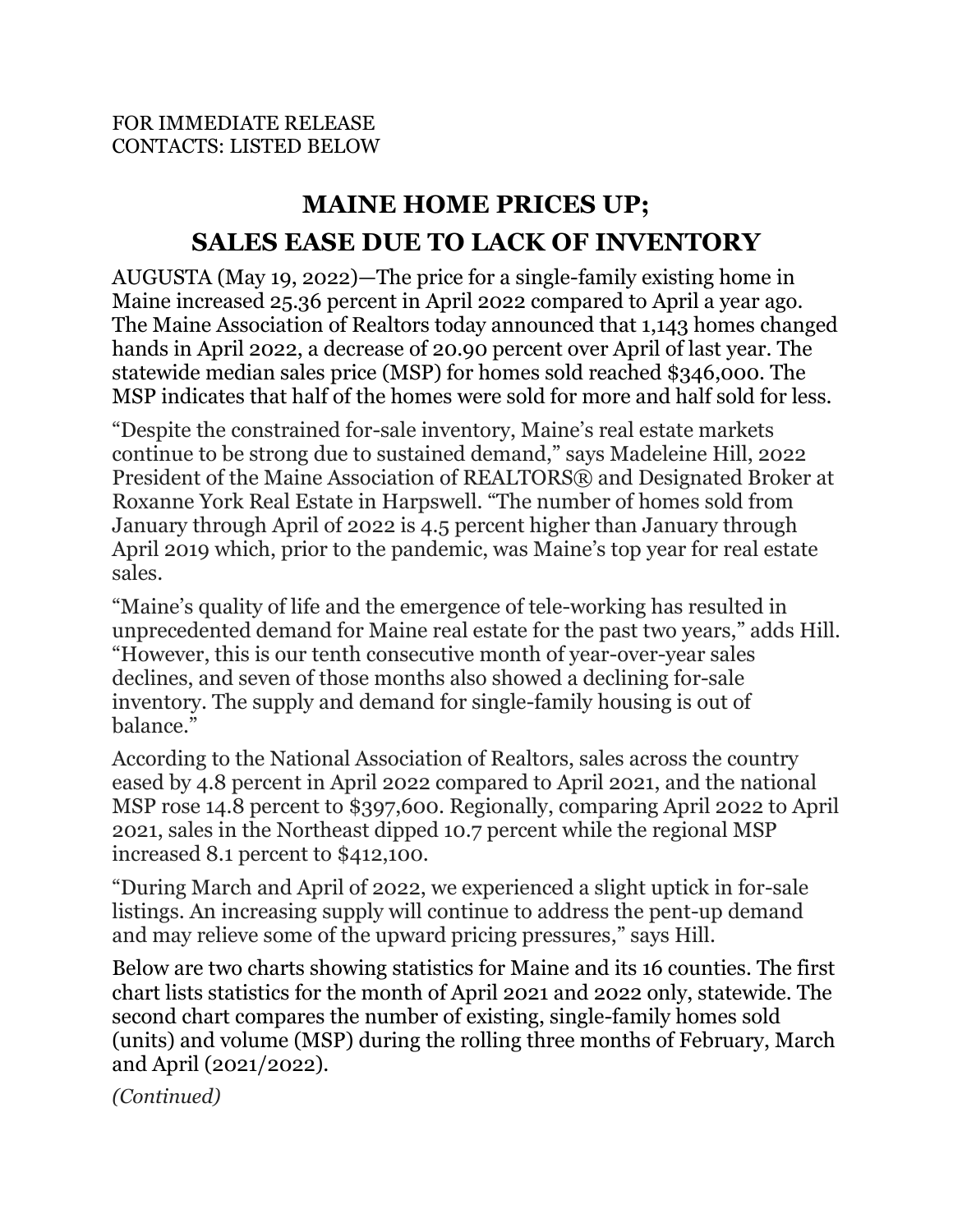FOR IMMEDIATE RELEASE
CONTACTS: LISTED BELOW

# MAINE HOME PRICES UP; SALES EASE DUE TO LACK OF INVENTORY

AUGUSTA (May 19, 2022)—The price for a single-family existing home in Maine increased 25.36 percent in April 2022 compared to April a year ago. The Maine Association of Realtors today announced that 1,143 homes changed hands in April 2022, a decrease of 20.90 percent over April of last year. The statewide median sales price (MSP) for homes sold reached $346,000. The MSP indicates that half of the homes were sold for more and half sold for less.

"Despite the constrained for-sale inventory, Maine's real estate markets continue to be strong due to sustained demand," says Madeleine Hill, 2022 President of the Maine Association of REALTORS® and Designated Broker at Roxanne York Real Estate in Harpswell. "The number of homes sold from January through April of 2022 is 4.5 percent higher than January through April 2019 which, prior to the pandemic, was Maine's top year for real estate sales.

"Maine's quality of life and the emergence of tele-working has resulted in unprecedented demand for Maine real estate for the past two years," adds Hill. "However, this is our tenth consecutive month of year-over-year sales declines, and seven of those months also showed a declining for-sale inventory. The supply and demand for single-family housing is out of balance."

According to the National Association of Realtors, sales across the country eased by 4.8 percent in April 2022 compared to April 2021, and the national MSP rose 14.8 percent to $397,600. Regionally, comparing April 2022 to April 2021, sales in the Northeast dipped 10.7 percent while the regional MSP increased 8.1 percent to $412,100.

"During March and April of 2022, we experienced a slight uptick in for-sale listings. An increasing supply will continue to address the pent-up demand and may relieve some of the upward pricing pressures," says Hill.

Below are two charts showing statistics for Maine and its 16 counties. The first chart lists statistics for the month of April 2021 and 2022 only, statewide. The second chart compares the number of existing, single-family homes sold (units) and volume (MSP) during the rolling three months of February, March and April (2021/2022).

*(Continued)*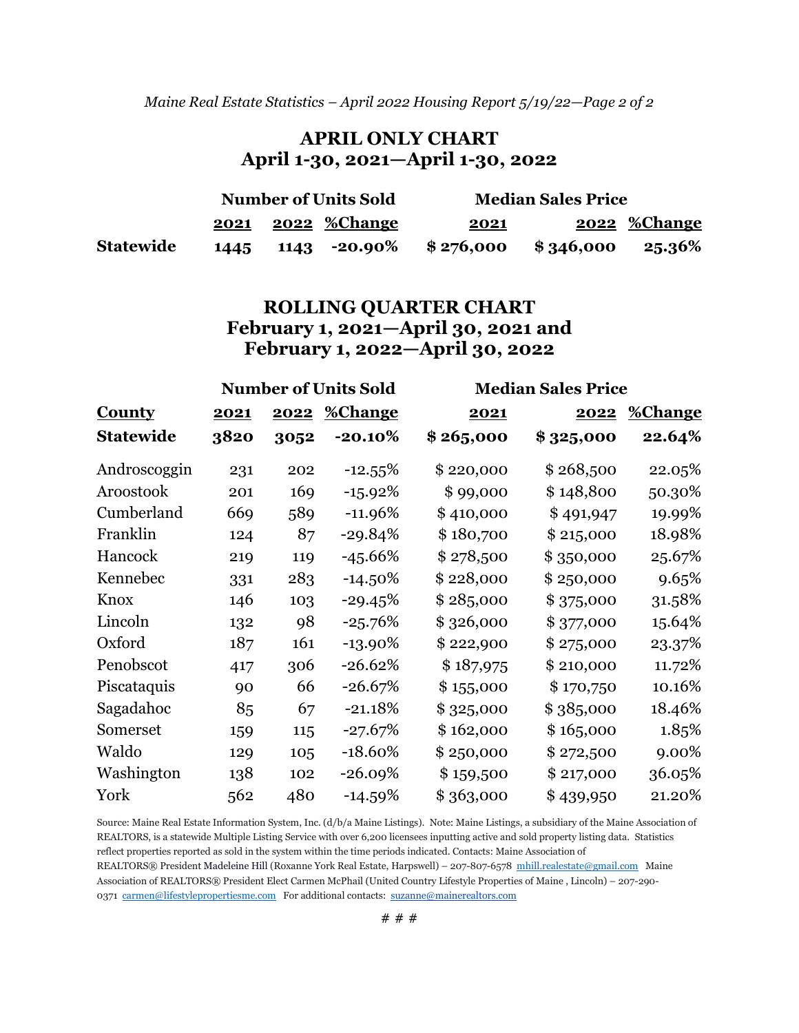## APRIL ONLY CHART
## April 1-30, 2021—April 1-30, 2022

| | Number of Units Sold | | | Median Sales Price | | |
|---|---|---|---|---|---|---|
| | **2021** | **2022** | **%Change** | **2021** | **2022** | **%Change** |
| **Statewide** | **1445** | **1143** | **-20.90%** | **$ 276,000** | **$ 346,000** | **25.36%** |

## ROLLING QUARTER CHART
## February 1, 2021—April 30, 2021 and February 1, 2022—April 30, 2022

| | Number of Units Sold | | | Median Sales Price | | |
|---|---|---|---|---|---|---|
| **County** | **2021** | **2022** | **%Change** | **2021** | **2022** | **%Change** |
| **Statewide** | **3820** | **3052** | **-20.10%** | **$ 265,000** | **$ 325,000** | **22.64%** |
| Androscoggin | 231 | 202 | -12.55% | $ 220,000 | $ 268,500 | 22.05% |
| Aroostook | 201 | 169 | -15.92% | $ 99,000 | $ 148,800 | 50.30% |
| Cumberland | 669 | 589 | -11.96% | $ 410,000 | $ 491,947 | 19.99% |
| Franklin | 124 | 87 | -29.84% | $ 180,700 | $ 215,000 | 18.98% |
| Hancock | 219 | 119 | -45.66% | $ 278,500 | $ 350,000 | 25.67% |
| Kennebec | 331 | 283 | -14.50% | $ 228,000 | $ 250,000 | 9.65% |
| Knox | 146 | 103 | -29.45% | $ 285,000 | $ 375,000 | 31.58% |
| Lincoln | 132 | 98 | -25.76% | $ 326,000 | $ 377,000 | 15.64% |
| Oxford | 187 | 161 | -13.90% | $ 222,900 | $ 275,000 | 23.37% |
| Penobscot | 417 | 306 | -26.62% | $ 187,975 | $ 210,000 | 11.72% |
| Piscataquis | 90 | 66 | -26.67% | $ 155,000 | $ 170,750 | 10.16% |
| Sagadahoc | 85 | 67 | -21.18% | $ 325,000 | $ 385,000 | 18.46% |
| Somerset | 159 | 115 | -27.67% | $ 162,000 | $ 165,000 | 1.85% |
| Waldo | 129 | 105 | -18.60% | $ 250,000 | $ 272,500 | 9.00% |
| Washington | 138 | 102 | -26.09% | $ 159,500 | $ 217,000 | 36.05% |
| York | 562 | 480 | -14.59% | $ 363,000 | $ 439,950 | 21.20% |

Source: Maine Real Estate Information System, Inc. (d/b/a Maine Listings). Note: Maine Listings, a subsidiary of the Maine Association of REALTORS, is a statewide Multiple Listing Service with over 6,200 licensees inputting active and sold property listing data. Statistics reflect properties reported as sold in the system within the time periods indicated. Contacts: Maine Association of REALTORS® President Madeleine Hill (Roxanne York Real Estate, Harpswell) – 207-807-6578 mhill.realestate@gmail.com Maine Association of REALTORS® President Elect Carmen McPhail (United Country Lifestyle Properties of Maine , Lincoln) – 207-290-0371 carmen@lifestylepropertiesme.com For additional contacts: suzanne@mainerealtors.com

# # #